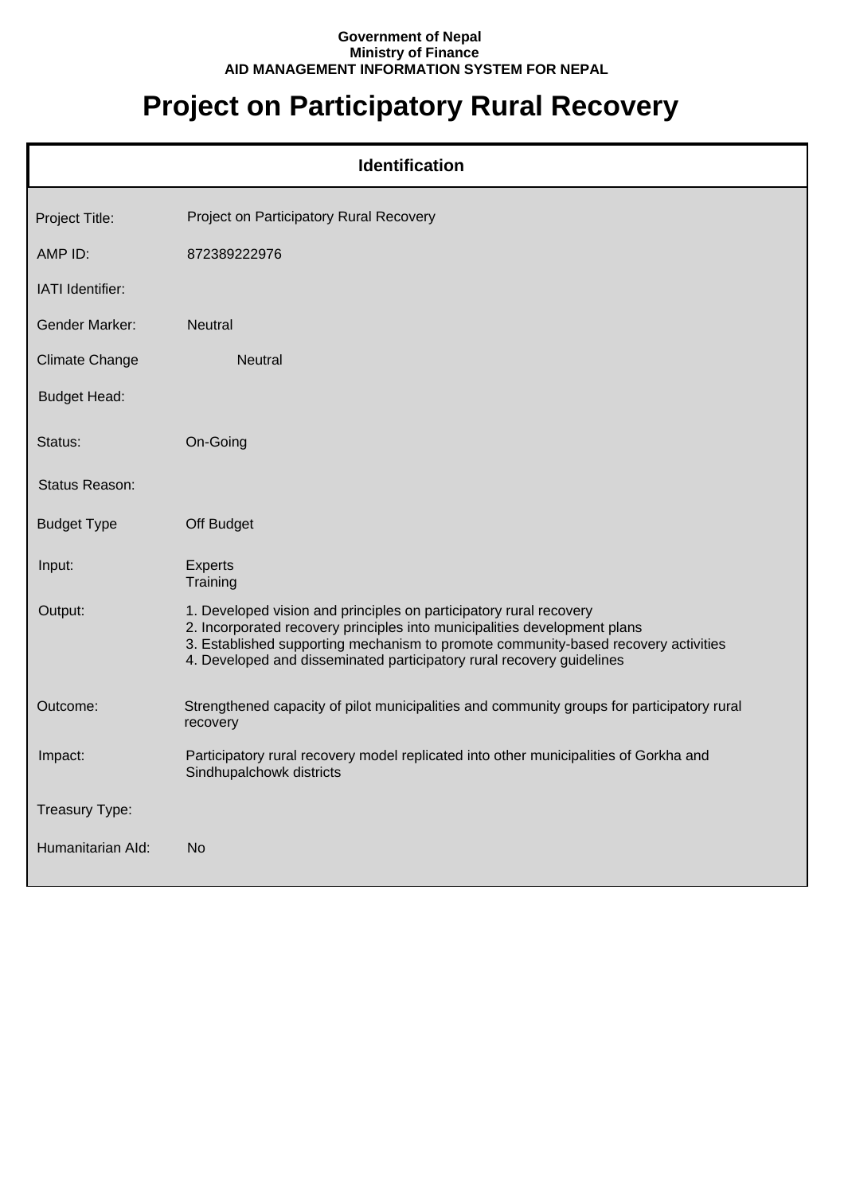**Government of Nepal**
**Ministry of Finance**
**AID MANAGEMENT INFORMATION SYSTEM FOR NEPAL**

# Project on Participatory Rural Recovery

## Identification

| | |
|---|---|
| Project Title: | Project on Participatory Rural Recovery |
| AMP ID: | 872389222976 |
| IATI Identifier: | |
| Gender Marker: | Neutral |
| Climate Change | Neutral |
| Budget Head: | |
| Status: | On-Going |
| Status Reason: | |
| Budget Type | Off Budget |
| Input: | Experts<br>Training |
| Output: | 1. Developed vision and principles on participatory rural recovery<br>2. Incorporated recovery principles into municipalities development plans<br>3. Established supporting mechanism to promote community-based recovery activities<br>4. Developed and disseminated participatory rural recovery guidelines |
| Outcome: | Strengthened capacity of pilot municipalities and community groups for participatory rural recovery |
| Impact: | Participatory rural recovery model replicated into other municipalities of Gorkha and Sindhupalchowk districts |
| Treasury Type: | |
| Humanitarian AId: | No |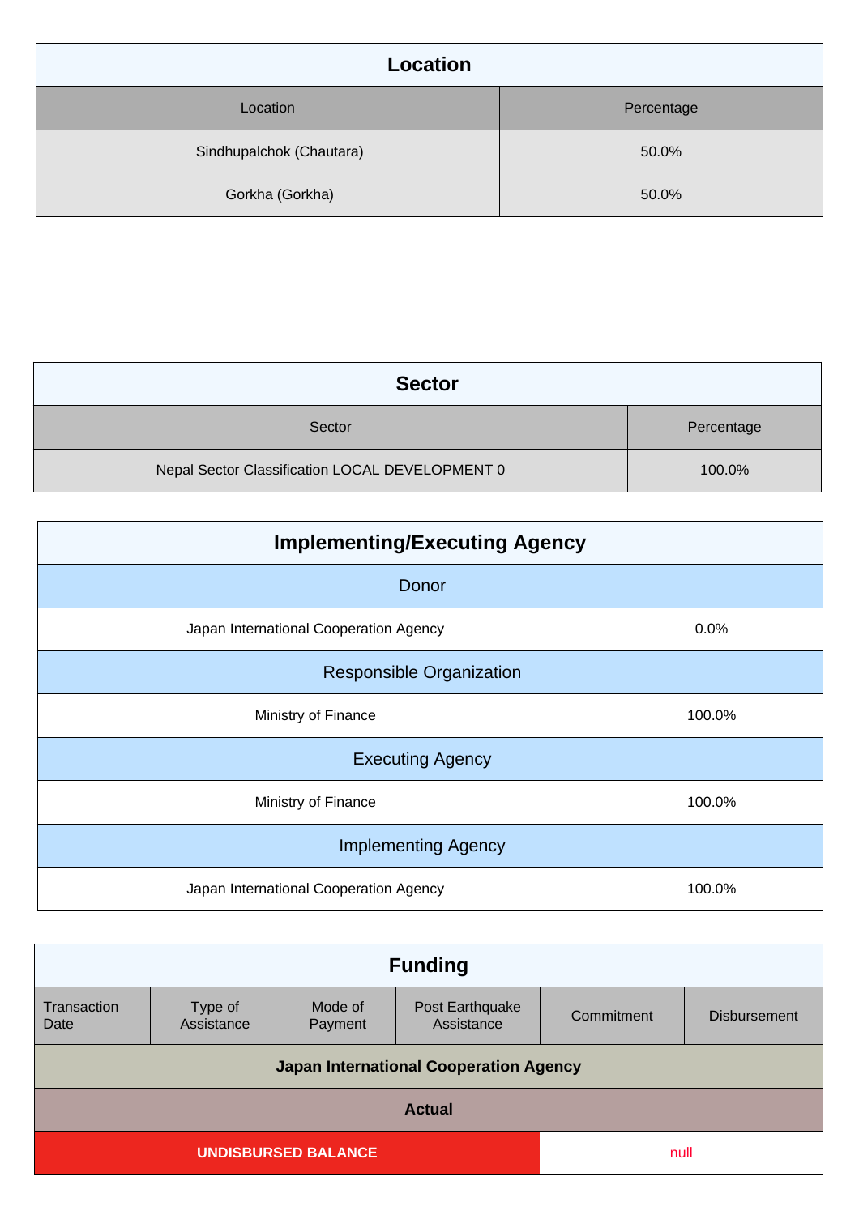## Location

| Location | Percentage |
| --- | --- |
| Sindhupalchok (Chautara) | 50.0% |
| Gorkha (Gorkha) | 50.0% |

## Sector

| Sector | Percentage |
| --- | --- |
| Nepal Sector Classification LOCAL DEVELOPMENT 0 | 100.0% |

## Implementing/Executing Agency

| Donor | |
| --- | --- |
| Japan International Cooperation Agency | 0.0% |
| **Responsible Organization** | |
| Ministry of Finance | 100.0% |
| **Executing Agency** | |
| Ministry of Finance | 100.0% |
| **Implementing Agency** | |
| Japan International Cooperation Agency | 100.0% |

## Funding

| Transaction Date | Type of Assistance | Mode of Payment | Post Earthquake Assistance | Commitment | Disbursement |
| --- | --- | --- | --- | --- | --- |
| **Japan International Cooperation Agency** | | | | | |
| **Actual** | | | | | |
| **UNDISBURSED BALANCE** | | | | null | |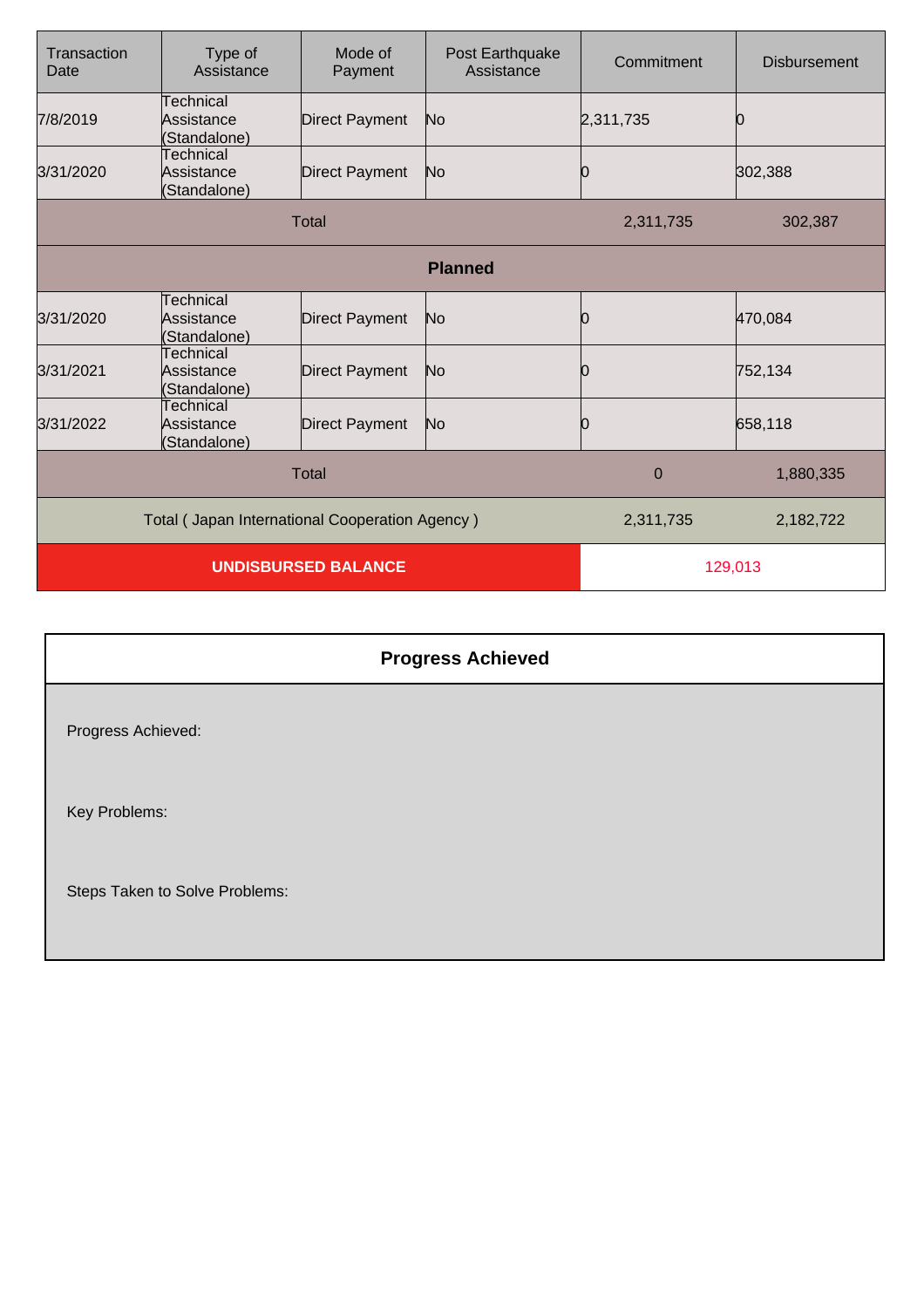| Transaction Date | Type of Assistance | Mode of Payment | Post Earthquake Assistance | Commitment | Disbursement |
|---|---|---|---|---|---|
| 7/8/2019 | Technical Assistance (Standalone) | Direct Payment | No | 2,311,735 | 0 |
| 3/31/2020 | Technical Assistance (Standalone) | Direct Payment | No | 0 | 302,388 |
| Total | | | | 2,311,735 | 302,387 |
| **Planned** | | | | | |
| 3/31/2020 | Technical Assistance (Standalone) | Direct Payment | No | 0 | 470,084 |
| 3/31/2021 | Technical Assistance (Standalone) | Direct Payment | No | 0 | 752,134 |
| 3/31/2022 | Technical Assistance (Standalone) | Direct Payment | No | 0 | 658,118 |
| Total | | | | 0 | 1,880,335 |
| Total ( Japan International Cooperation Agency ) | | | | 2,311,735 | 2,182,722 |
| **UNDISBURSED BALANCE** | | | | 129,013 | |

## Progress Achieved

Progress Achieved:

Key Problems:

Steps Taken to Solve Problems: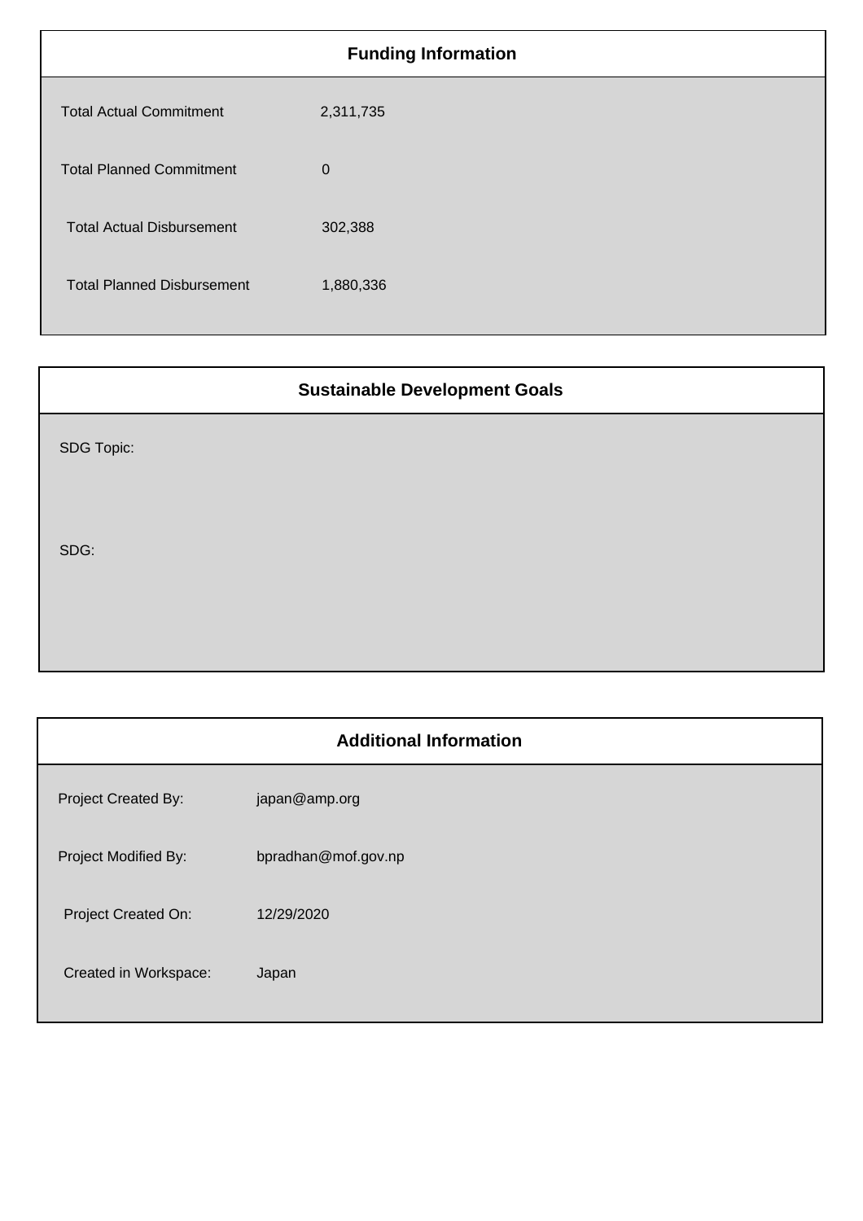## Funding Information

| | |
|---|---|
| Total Actual Commitment | 2,311,735 |
| Total Planned Commitment | 0 |
| Total Actual Disbursement | 302,388 |
| Total Planned Disbursement | 1,880,336 |

## Sustainable Development Goals

SDG Topic:

SDG:

## Additional Information

| | |
|---|---|
| Project Created By: | japan@amp.org |
| Project Modified By: | bpradhan@mof.gov.np |
| Project Created On: | 12/29/2020 |
| Created in Workspace: | Japan |